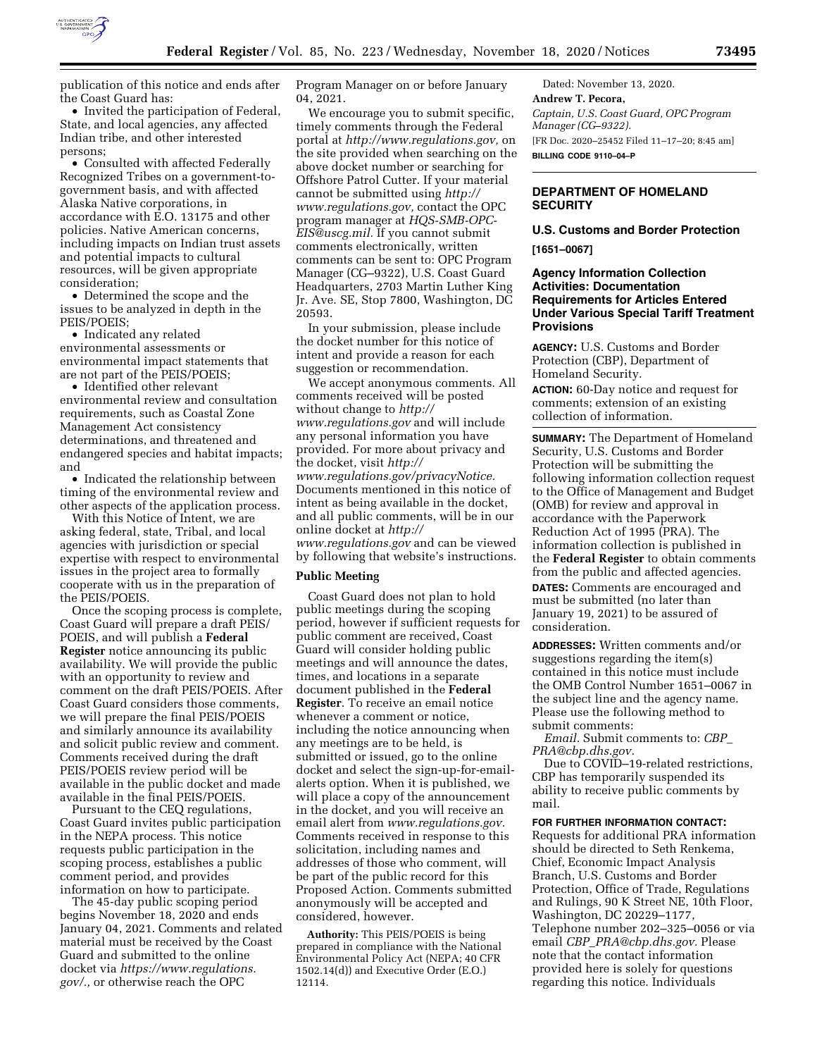publication of this notice and ends after the Coast Guard has:

- Invited the participation of Federal, State, and local agencies, any affected Indian tribe, and other interested persons;
- Consulted with affected Federally Recognized Tribes on a government-to-government basis, and with affected Alaska Native corporations, in accordance with E.O. 13175 and other policies. Native American concerns, including impacts on Indian trust assets and potential impacts to cultural resources, will be given appropriate consideration;
- Determined the scope and the issues to be analyzed in depth in the PEIS/POEIS;
- Indicated any related environmental assessments or environmental impact statements that are not part of the PEIS/POEIS;
- Identified other relevant environmental review and consultation requirements, such as Coastal Zone Management Act consistency determinations, and threatened and endangered species and habitat impacts; and
- Indicated the relationship between timing of the environmental review and other aspects of the application process.

With this Notice of Intent, we are asking federal, state, Tribal, and local agencies with jurisdiction or special expertise with respect to environmental issues in the project area to formally cooperate with us in the preparation of the PEIS/POEIS.

Once the scoping process is complete, Coast Guard will prepare a draft PEIS/POEIS, and will publish a **Federal Register** notice announcing its public availability. We will provide the public with an opportunity to review and comment on the draft PEIS/POEIS. After Coast Guard considers those comments, we will prepare the final PEIS/POEIS and similarly announce its availability and solicit public review and comment. Comments received during the draft PEIS/POEIS review period will be available in the public docket and made available in the final PEIS/POEIS.

Pursuant to the CEQ regulations, Coast Guard invites public participation in the NEPA process. This notice requests public participation in the scoping process, establishes a public comment period, and provides information on how to participate.

The 45-day public scoping period begins November 18, 2020 and ends January 04, 2021. Comments and related material must be received by the Coast Guard and submitted to the online docket via *https://www.regulations.gov/.*, or otherwise reach the OPC Program Manager on or before January 04, 2021.

We encourage you to submit specific, timely comments through the Federal portal at *http://www.regulations.gov,* on the site provided when searching on the above docket number or searching for Offshore Patrol Cutter. If your material cannot be submitted using *http://www.regulations.gov,* contact the OPC program manager at *HQS-SMB-OPC-EIS@uscg.mil.* If you cannot submit comments electronically, written comments can be sent to: OPC Program Manager (CG–9322), U.S. Coast Guard Headquarters, 2703 Martin Luther King Jr. Ave. SE, Stop 7800, Washington, DC 20593.

In your submission, please include the docket number for this notice of intent and provide a reason for each suggestion or recommendation.

We accept anonymous comments. All comments received will be posted without change to *http://www.regulations.gov* and will include any personal information you have provided. For more about privacy and the docket, visit *http://www.regulations.gov/privacyNotice.* Documents mentioned in this notice of intent as being available in the docket, and all public comments, will be in our online docket at *http://www.regulations.gov* and can be viewed by following that website's instructions.

## Public Meeting

Coast Guard does not plan to hold public meetings during the scoping period, however if sufficient requests for public comment are received, Coast Guard will consider holding public meetings and will announce the dates, times, and locations in a separate document published in the **Federal Register**. To receive an email notice whenever a comment or notice, including the notice announcing when any meetings are to be held, is submitted or issued, go to the online docket and select the sign-up-for-email-alerts option. When it is published, we will place a copy of the announcement in the docket, and you will receive an email alert from *www.regulations.gov.* Comments received in response to this solicitation, including names and addresses of those who comment, will be part of the public record for this Proposed Action. Comments submitted anonymously will be accepted and considered, however.

**Authority:** This PEIS/POEIS is being prepared in compliance with the National Environmental Policy Act (NEPA; 40 CFR 1502.14(d)) and Executive Order (E.O.) 12114.

Dated: November 13, 2020.

**Andrew T. Pecora,**

*Captain, U.S. Coast Guard, OPC Program Manager (CG–9322).*

[FR Doc. 2020–25452 Filed 11–17–20; 8:45 am]

**BILLING CODE 9110–04–P**

# DEPARTMENT OF HOMELAND SECURITY

## U.S. Customs and Border Protection

**[1651–0067]**

## Agency Information Collection Activities: Documentation Requirements for Articles Entered Under Various Special Tariff Treatment Provisions

**AGENCY:** U.S. Customs and Border Protection (CBP), Department of Homeland Security.

**ACTION:** 60-Day notice and request for comments; extension of an existing collection of information.

**SUMMARY:** The Department of Homeland Security, U.S. Customs and Border Protection will be submitting the following information collection request to the Office of Management and Budget (OMB) for review and approval in accordance with the Paperwork Reduction Act of 1995 (PRA). The information collection is published in the **Federal Register** to obtain comments from the public and affected agencies.

**DATES:** Comments are encouraged and must be submitted (no later than January 19, 2021) to be assured of consideration.

**ADDRESSES:** Written comments and/or suggestions regarding the item(s) contained in this notice must include the OMB Control Number 1651–0067 in the subject line and the agency name. Please use the following method to submit comments:

*Email.* Submit comments to: *CBP_PRA@cbp.dhs.gov.*

Due to COVID–19-related restrictions, CBP has temporarily suspended its ability to receive public comments by mail.

**FOR FURTHER INFORMATION CONTACT:** Requests for additional PRA information should be directed to Seth Renkema, Chief, Economic Impact Analysis Branch, U.S. Customs and Border Protection, Office of Trade, Regulations and Rulings, 90 K Street NE, 10th Floor, Washington, DC 20229–1177, Telephone number 202–325–0056 or via email *CBP_PRA@cbp.dhs.gov.* Please note that the contact information provided here is solely for questions regarding this notice. Individuals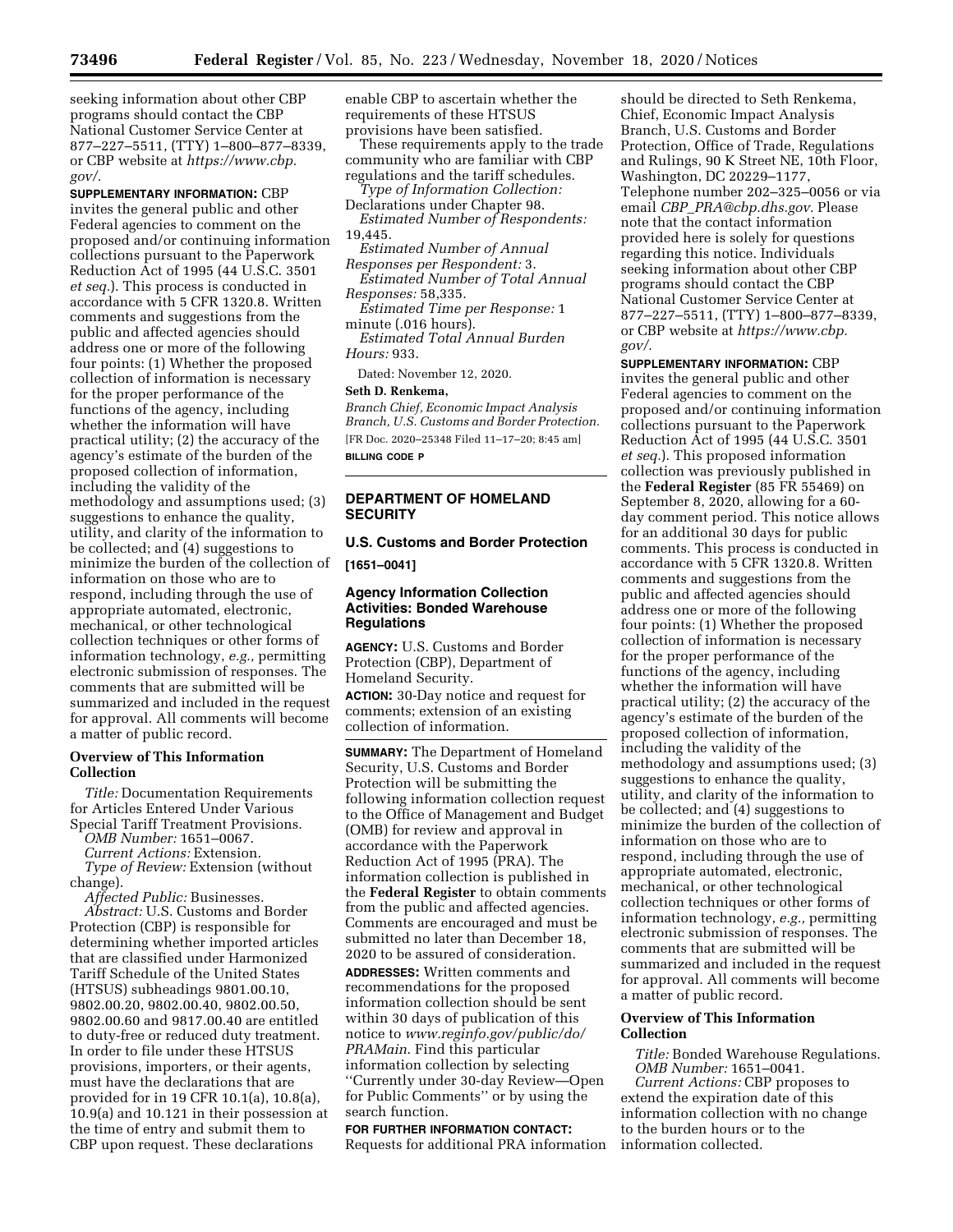seeking information about other CBP programs should contact the CBP National Customer Service Center at 877–227–5511, (TTY) 1–800–877–8339, or CBP website at *https://www.cbp.gov/*.

**SUPPLEMENTARY INFORMATION:** CBP invites the general public and other Federal agencies to comment on the proposed and/or continuing information collections pursuant to the Paperwork Reduction Act of 1995 (44 U.S.C. 3501 *et seq*.). This process is conducted in accordance with 5 CFR 1320.8. Written comments and suggestions from the public and affected agencies should address one or more of the following four points: (1) Whether the proposed collection of information is necessary for the proper performance of the functions of the agency, including whether the information will have practical utility; (2) the accuracy of the agency's estimate of the burden of the proposed collection of information, including the validity of the methodology and assumptions used; (3) suggestions to enhance the quality, utility, and clarity of the information to be collected; and (4) suggestions to minimize the burden of the collection of information on those who are to respond, including through the use of appropriate automated, electronic, mechanical, or other technological collection techniques or other forms of information technology, *e.g.,* permitting electronic submission of responses. The comments that are submitted will be summarized and included in the request for approval. All comments will become a matter of public record.

### Overview of This Information Collection

*Title:* Documentation Requirements for Articles Entered Under Various Special Tariff Treatment Provisions.

*OMB Number:* 1651–0067.

*Current Actions:* Extension.

*Type of Review:* Extension (without change).

*Affected Public:* Businesses.

*Abstract:* U.S. Customs and Border Protection (CBP) is responsible for determining whether imported articles that are classified under Harmonized Tariff Schedule of the United States (HTSUS) subheadings 9801.00.10, 9802.00.20, 9802.00.40, 9802.00.50, 9802.00.60 and 9817.00.40 are entitled to duty-free or reduced duty treatment. In order to file under these HTSUS provisions, importers, or their agents, must have the declarations that are provided for in 19 CFR 10.1(a), 10.8(a), 10.9(a) and 10.121 in their possession at the time of entry and submit them to CBP upon request. These declarations enable CBP to ascertain whether the requirements of these HTSUS provisions have been satisfied.

These requirements apply to the trade community who are familiar with CBP regulations and the tariff schedules.

*Type of Information Collection:* Declarations under Chapter 98.

*Estimated Number of Respondents:* 19,445.

*Estimated Number of Annual Responses per Respondent:* 3.

*Estimated Number of Total Annual Responses:* 58,335.

*Estimated Time per Response:* 1 minute (.016 hours).

*Estimated Total Annual Burden Hours:* 933.

Dated: November 12, 2020.

**Seth D. Renkema,**

*Branch Chief, Economic Impact Analysis Branch, U.S. Customs and Border Protection.*

[FR Doc. 2020–25348 Filed 11–17–20; 8:45 am]

**BILLING CODE P**

## DEPARTMENT OF HOMELAND SECURITY

### U.S. Customs and Border Protection

**[1651–0041]**

### Agency Information Collection Activities: Bonded Warehouse Regulations

**AGENCY:** U.S. Customs and Border Protection (CBP), Department of Homeland Security.

**ACTION:** 30-Day notice and request for comments; extension of an existing collection of information.

**SUMMARY:** The Department of Homeland Security, U.S. Customs and Border Protection will be submitting the following information collection request to the Office of Management and Budget (OMB) for review and approval in accordance with the Paperwork Reduction Act of 1995 (PRA). The information collection is published in the **Federal Register** to obtain comments from the public and affected agencies. Comments are encouraged and must be submitted no later than December 18, 2020 to be assured of consideration.

**ADDRESSES:** Written comments and recommendations for the proposed information collection should be sent within 30 days of publication of this notice to *www.reginfo.gov/public/do/PRAMain*. Find this particular information collection by selecting ''Currently under 30-day Review—Open for Public Comments'' or by using the search function.

**FOR FURTHER INFORMATION CONTACT:** Requests for additional PRA information should be directed to Seth Renkema, Chief, Economic Impact Analysis Branch, U.S. Customs and Border Protection, Office of Trade, Regulations and Rulings, 90 K Street NE, 10th Floor, Washington, DC 20229–1177, Telephone number 202–325–0056 or via email *CBP_PRA@cbp.dhs.gov*. Please note that the contact information provided here is solely for questions regarding this notice. Individuals seeking information about other CBP programs should contact the CBP National Customer Service Center at 877–227–5511, (TTY) 1–800–877–8339, or CBP website at *https://www.cbp.gov/.*

**SUPPLEMENTARY INFORMATION:** CBP invites the general public and other Federal agencies to comment on the proposed and/or continuing information collections pursuant to the Paperwork Reduction Act of 1995 (44 U.S.C. 3501 *et seq*.). This proposed information collection was previously published in the **Federal Register** (85 FR 55469) on September 8, 2020, allowing for a 60-day comment period. This notice allows for an additional 30 days for public comments. This process is conducted in accordance with 5 CFR 1320.8. Written comments and suggestions from the public and affected agencies should address one or more of the following four points: (1) Whether the proposed collection of information is necessary for the proper performance of the functions of the agency, including whether the information will have practical utility; (2) the accuracy of the agency's estimate of the burden of the proposed collection of information, including the validity of the methodology and assumptions used; (3) suggestions to enhance the quality, utility, and clarity of the information to be collected; and (4) suggestions to minimize the burden of the collection of information on those who are to respond, including through the use of appropriate automated, electronic, mechanical, or other technological collection techniques or other forms of information technology, *e.g.,* permitting electronic submission of responses. The comments that are submitted will be summarized and included in the request for approval. All comments will become a matter of public record.

### Overview of This Information Collection

*Title:* Bonded Warehouse Regulations.

*OMB Number:* 1651–0041.

*Current Actions:* CBP proposes to extend the expiration date of this information collection with no change to the burden hours or to the information collected.